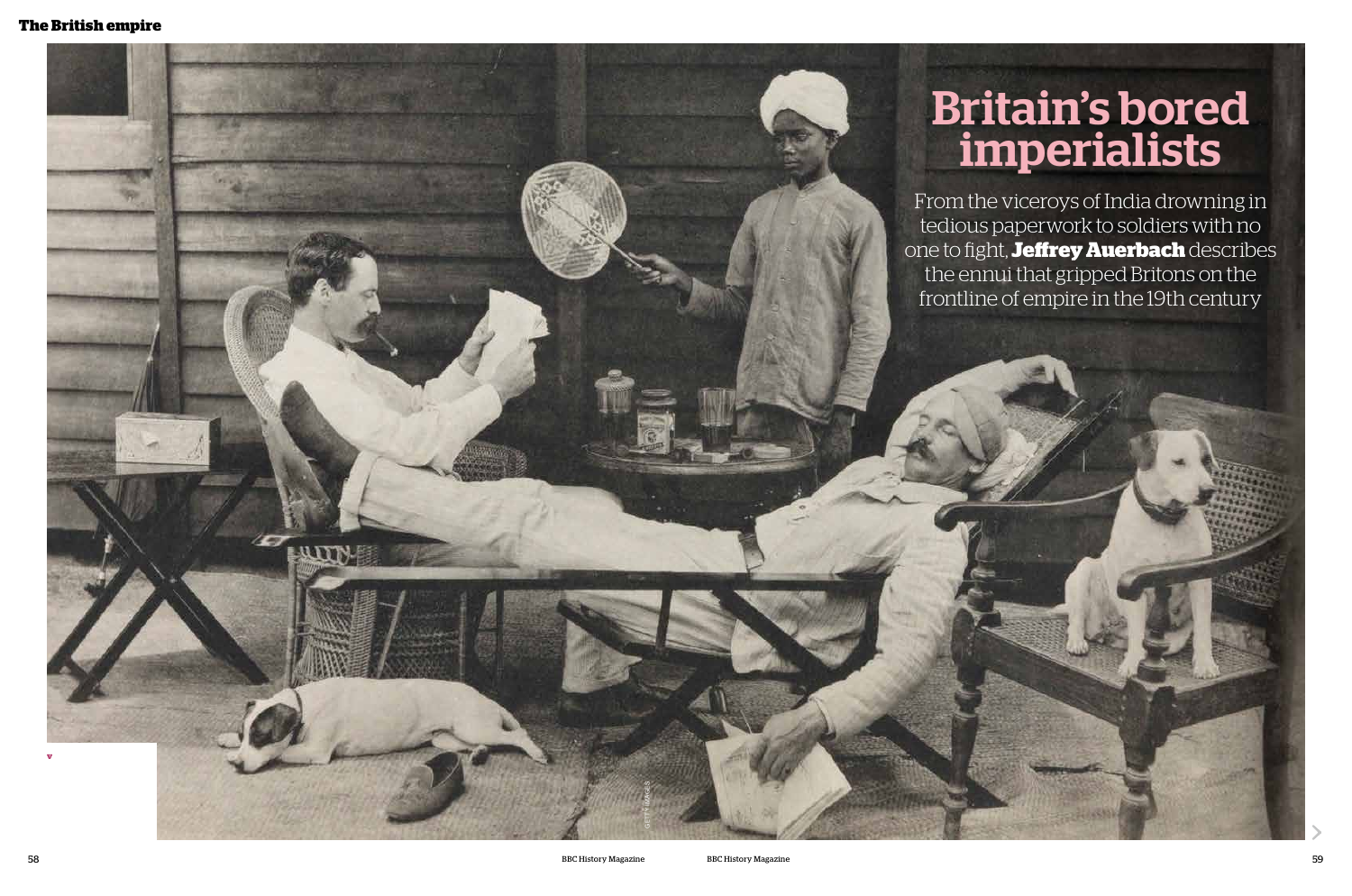# Britain's bored imperialists

From the viceroys of India drowning in tedious paperwork to soldiers with no one to fight, **Jeffrey Auerbach** describes the ennui that gripped Britons on the frontline of empire in the 19th century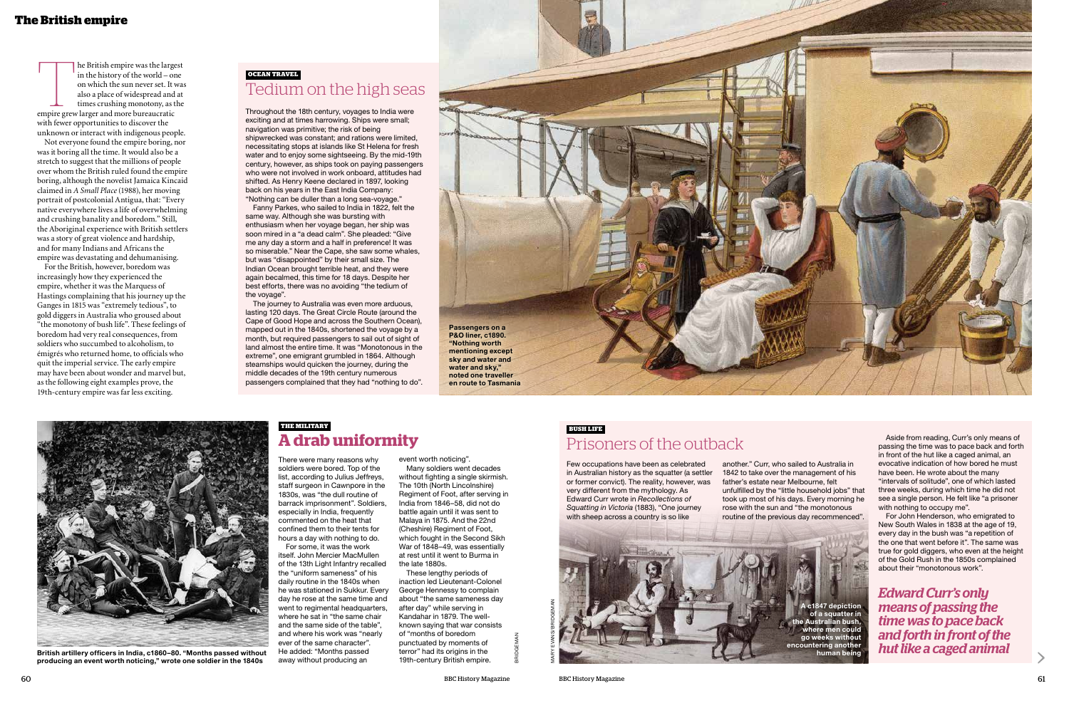# The British empire

The British empire was the largest in the history of the world – one on which the sun never set. It was also a place of widespread and at times crushing monotony, as the empire grew larger and more bureaucratic with fewer opportunities to discover the unknown or interact with indigenous people.

Not everyone found the empire boring, nor was it boring all the time. It would also be a stretch to suggest that the millions of people over whom the British ruled found the empire boring, although the novelist Jamaica Kincaid claimed in *A Small Place* (1988), her moving portrait of postcolonial Antigua, that: "Every native everywhere lives a life of overwhelming and crushing banality and boredom." Still, the Aboriginal experience with British settlers was a story of great violence and hardship, and for many Indians and Africans the empire was devastating and dehumanising.

For the British, however, boredom was increasingly how they experienced the empire, whether it was the Marquess of Hastings complaining that his journey up the Ganges in 1815 was "extremely tedious", to gold diggers in Australia who groused about "the monotony of bush life". These feelings of boredom had very real consequences, from soldiers who succumbed to alcoholism, to émigrés who returned home, to officials who quit the imperial service. The early empire may have been about wonder and marvel but, as the following eight examples prove, the 19th-century empire was far less exciting.

**OCEAN TRAVEL**

## Tedium on the high seas

Throughout the 18th century, voyages to India were exciting and at times harrowing. Ships were small; navigation was primitive; the risk of being shipwrecked was constant; and rations were limited, necessitating stops at islands like St Helena for fresh water and to enjoy some sightseeing. By the mid-19th century, however, as ships took on paying passengers who were not involved in work onboard, attitudes had shifted. As Henry Keene declared in 1897, looking back on his years in the East India Company: "Nothing can be duller than a long sea-voyage."

Fanny Parkes, who sailed to India in 1822, felt the same way. Although she was bursting with enthusiasm when her voyage began, her ship was soon mired in a "a dead calm". She pleaded: "Give me any day a storm and a half in preference! It was so miserable." Near the Cape, she saw some whales, but was "disappointed" by their small size. The Indian Ocean brought terrible heat, and they were again becalmed, this time for 18 days. Despite her best efforts, there was no avoiding "the tedium of the voyage".

The journey to Australia was even more arduous, lasting 120 days. The Great Circle Route (around the Cape of Good Hope and across the Southern Ocean), mapped out in the 1840s, shortened the voyage by a month, but required passengers to sail out of sight of land almost the entire time. It was "Monotonous in the extreme", one emigrant grumbled in 1864. Although steamships would quicken the journey, during the middle decades of the 19th century numerous passengers complained that they had "nothing to do".

**Passengers on a P&O liner, c1890. "Nothing worth mentioning except sky and water and water and sky," noted one traveller en route to Tasmania**

**British artillery officers in India, c1860–80. "Months passed without producing an event worth noticing," wrote one soldier in the 1840s**

**THE MILITARY**

## A drab uniformity

There were many reasons why soldiers were bored. Top of the list, according to Julius Jeffreys, staff surgeon in Cawnpore in the 1830s, was "the dull routine of barrack imprisonment". Soldiers, especially in India, frequently commented on the heat that confined them to their tents for hours a day with nothing to do.

For some, it was the work itself. John Mercier MacMullen of the 13th Light Infantry recalled the "uniform sameness" of his daily routine in the 1840s when he was stationed in Sukkur. Every day he rose at the same time and went to regimental headquarters, where he sat in "the same chair and the same side of the table", and where his work was "nearly ever of the same character". He added: "Months passed away without producing an event worth noticing".

Many soldiers went decades without fighting a single skirmish. The 10th (North Lincolnshire) Regiment of Foot, after serving in India from 1846–58, did not do battle again until it was sent to Malaya in 1875. And the 22nd (Cheshire) Regiment of Foot, which fought in the Second Sikh War of 1848–49, was essentially at rest until it went to Burma in the late 1880s.

These lengthy periods of inaction led Lieutenant-Colonel George Hennessy to complain about "the same sameness day after day" while serving in Kandahar in 1879. The well-known saying that war consists of "months of boredom punctuated by moments of terror" had its origins in the 19th-century British empire.

**BUSH LIFE**

## Prisoners of the outback

Few occupations have been as celebrated in Australian history as the squatter (a settler or former convict). The reality, however, was very different from the mythology. As Edward Curr wrote in *Recollections of Squatting in Victoria* (1883), "One journey with sheep across a country is so like another." Curr, who sailed to Australia in 1842 to take over the management of his father's estate near Melbourne, felt unfulfilled by the "little household jobs" that took up most of his days. Every morning he rose with the sun and "the monotonous routine of the previous day recommenced".

**A c1847 depiction of a squatter in the Australian bush, where men could go weeks without encountering another human being**

Aside from reading, Curr's only means of passing the time was to pace back and forth in front of the hut like a caged animal, an evocative indication of how bored he must have been. He wrote about the many "intervals of solitude", one of which lasted three weeks, during which time he did not see a single person. He felt like "a prisoner with nothing to occupy me".

For John Henderson, who emigrated to New South Wales in 1838 at the age of 19, every day in the bush was "a repetition of the one that went before it". The same was true for gold diggers, who even at the height of the Gold Rush in the 1850s complained about their "monotonous work".

***Edward Curr's only means of passing the time was to pace back and forth in front of the hut like a caged animal***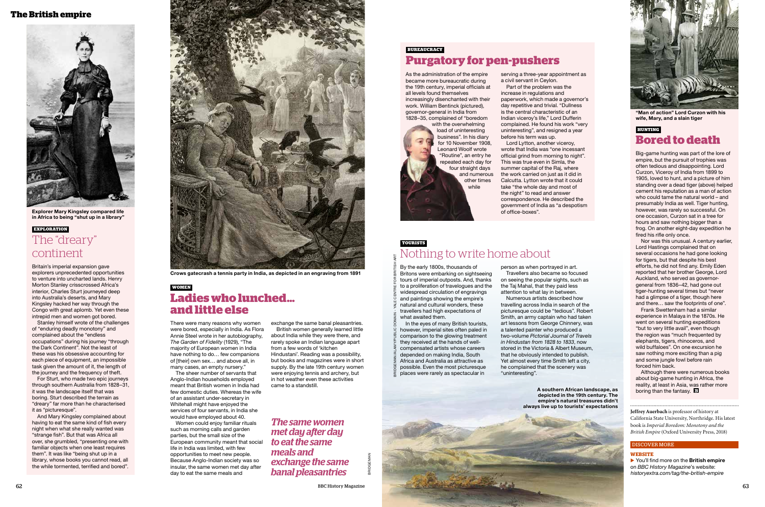Explorer Mary Kingsley compared life in Africa to being "shut up in a library"

EXPLORATION

## The "dreary" continent

Britain's imperial expansion gave explorers unprecedented opportunities to venture into uncharted lands. Henry Morton Stanley crisscrossed Africa's interior, Charles Sturt journeyed deep into Australia's deserts, and Mary Kingsley hacked her way through the Congo with great aplomb. Yet even these intrepid men and women got bored.

Stanley himself wrote of the challenges of "enduring deadly monotony" and complained about the "endless occupations" during his journey "through the Dark Continent". Not the least of these was his obsessive accounting for each piece of equipment, an impossible task given the amount of it, the length of the journey and the frequency of theft.

For Sturt, who made two epic journeys through southern Australia from 1828–31, it was the landscape itself that was boring. Sturt described the terrain as "dreary" far more than he characterised it as "picturesque".

And Mary Kingsley complained about having to eat the same kind of fish every night when what she really wanted was "strange fish". But that was Africa all over, she grumbled, "presenting one with familiar objects when one least requires them". It was like "being shut up in a library, whose books you cannot read, all the while tormented, terrified and bored".

Crows gatecrash a tennis party in India, as depicted in an engraving from 1891

WOMEN

## Ladies who lunched... and little else

There were many reasons why women were bored, especially in India. As Flora Annie Steel wrote in her autobiography, *The Garden of Fidelity* (1929), "The majority of European women in India have nothing to do… few companions of [their] own sex… and above all, in many cases, an empty nursery."

The sheer number of servants that Anglo-Indian households employed meant that British women in India had few domestic duties. Whereas the wife of an assistant under-secretary in Whitehall might have enjoyed the services of four servants, in India she would have employed about 40.

Women could enjoy familiar rituals such as morning calls and garden parties, but the small size of the European community meant that social life in India was limited, with few opportunities to meet new people. Because Anglo-Indian society was so insular, the same women met day after day to eat the same meals and exchange the same banal pleasantries.

British women generally learned little about India while they were there, and rarely spoke an Indian language apart from a few words of 'kitchen Hindustani'. Reading was a possibility, but books and magazines were in short supply. By the late 19th century women were enjoying tennis and archery, but in hot weather even these activities came to a standstill.

*The same women met day after day to eat the same meals and exchange the same banal pleasantries*

BUREAUCRACY

## Purgatory for pen-pushers

As the administration of the empire became more bureaucratic during the 19th century, imperial officials at all levels found themselves increasingly disenchanted with their work. William Bentinck (pictured), governor-general in India from 1828–35, complained of "boredom with the overwhelming load of uninteresting business". In his diary for 10 November 1908, Leonard Woolf wrote "Routine", an entry he repeated each day for four straight days and numerous other times while serving a three-year appointment as a civil servant in Ceylon.

Part of the problem was the increase in regulations and paperwork, which made a governor's day repetitive and trivial. "Dullness is the central characteristic of an Indian viceroy's life," Lord Dufferin complained. He found his work "very uninteresting", and resigned a year before his term was up.

Lord Lytton, another viceroy, wrote that India was "one incessant official grind from morning to night". This was true even in Simla, the summer capital of the Raj, where the work carried on just as it did in Calcutta. Lytton wrote that it could take "the whole day and most of the night" to read and answer correspondence. He described the government of India as "a despotism of office-boxes".

TOURISTS

## Nothing to write home about

By the early 1800s, thousands of Britons were embarking on sightseeing tours of imperial outposts. And, thanks to a proliferation of travelogues and the widespread circulation of engravings and paintings showing the empire's natural and cultural wonders, these travellers had high expectations of what awaited them.

In the eyes of many British tourists, however, imperial sites often paled in comparison to the glowing treatment they received at the hands of well-compensated artists whose careers depended on making India, South Africa and Australia as attractive as possible. Even the most picturesque places were rarely as spectacular in person as when portrayed in art.

Travellers also became so focused on seeing the popular sights, such as the Taj Mahal, that they paid less attention to what lay in between.

Numerous artists described how travelling across India in search of the picturesque could be "tedious". Robert Smith, an army captain who had taken art lessons from George Chinnery, was a talented painter who produced a two-volume *Pictorial Journal of Travels in Hindustan from 1828 to 1833*, now stored in the Victoria & Albert Museum, that he obviously intended to publish. Yet almost every time Smith left a city, he complained that the scenery was "uninteresting".

A southern African landscape, as depicted in the 19th century. The empire's natural treasures didn't always live up to tourists' expectations

"Man of action" Lord Curzon with his wife, Mary, and a slain tiger

HUNTING

## Bored to death

Big-game hunting was part of the lore of empire, but the pursuit of trophies was often tedious and disappointing. Lord Curzon, Viceroy of India from 1899 to 1905, loved to hunt, and a picture of him standing over a dead tiger (above) helped cement his reputation as a man of action who could tame the natural world – and presumably India as well. Tiger hunting, however, was rarely so successful. On one occasion, Curzon sat in a tree for hours and saw nothing bigger than a frog. On another eight-day expedition he fired his rifle only once.

Nor was this unusual. A century earlier, Lord Hastings complained that on several occasions he had gone looking for tigers, but that despite his best efforts, he did not find any. Emily Eden reported that her brother George, Lord Auckland, who served as governor-general from 1836–42, had gone out tiger-hunting several times but "never had a glimpse of a tiger, though here and there… saw the footprints of one".

Frank Swettenham had a similar experience in Malaya in the 1870s. He went on several hunting expeditions "but to very little avail", even though the region was "much frequented by elephants, tigers, rhinoceros, and wild buffaloes". On one excursion he saw nothing more exciting than a pig and some jungle fowl before rain forced him back.

Although there were numerous books about big-game hunting in Africa, the reality, at least in Asia, was rather more boring than the fantasy.

**Jeffrey Auerbach** is professor of history at California State University, Northridge. His latest book is *Imperial Boredom: Monotony and the British Empire* (Oxford University Press, 2018)

DISCOVER MORE

**WEBSITE**

▶ You'll find more on the **British empire** on *BBC History Magazine*'s website: *historyextra.com/tag/the-british-empire*